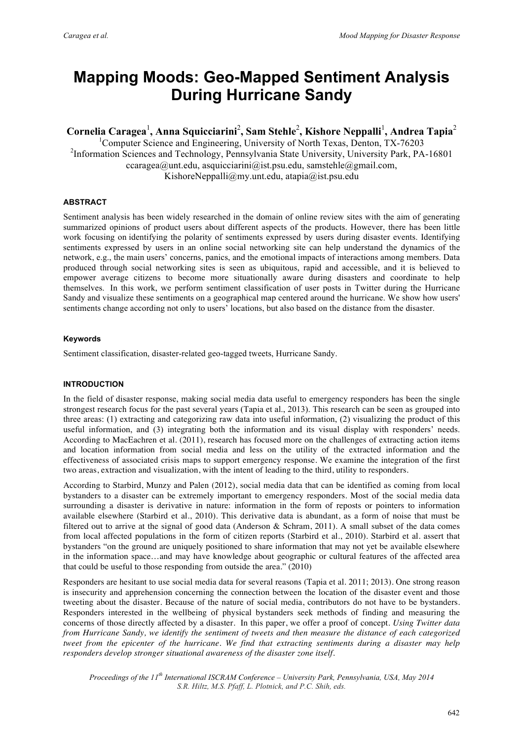# Mapping Moods: Geo-Mapped Sentiment Analysis During Hurricane Sandy

**Cornelia Caragea[1], Anna Squicciarini[2], Sam Stehle[2], Kishore Neppalli[1], Andrea Tapia[2]**

[1]Computer Science and Engineering, University of North Texas, Denton, TX-76203

[2]Information Sciences and Technology, Pennsylvania State University, University Park, PA-16801

ccaragea@unt.edu, asquicciarini@ist.psu.edu, samstehle@gmail.com, KishoreNeppalli@my.unt.edu, atapia@ist.psu.edu

### ABSTRACT

Sentiment analysis has been widely researched in the domain of online review sites with the aim of generating summarized opinions of product users about different aspects of the products. However, there has been little work focusing on identifying the polarity of sentiments expressed by users during disaster events. Identifying sentiments expressed by users in an online social networking site can help understand the dynamics of the network, e.g., the main users' concerns, panics, and the emotional impacts of interactions among members. Data produced through social networking sites is seen as ubiquitous, rapid and accessible, and it is believed to empower average citizens to become more situationally aware during disasters and coordinate to help themselves. In this work, we perform sentiment classification of user posts in Twitter during the Hurricane Sandy and visualize these sentiments on a geographical map centered around the hurricane. We show how users' sentiments change according not only to users' locations, but also based on the distance from the disaster.

### Keywords

Sentiment classification, disaster-related geo-tagged tweets, Hurricane Sandy.

### INTRODUCTION

In the field of disaster response, making social media data useful to emergency responders has been the single strongest research focus for the past several years (Tapia et al., 2013). This research can be seen as grouped into three areas: (1) extracting and categorizing raw data into useful information, (2) visualizing the product of this useful information, and (3) integrating both the information and its visual display with responders' needs. According to MacEachren et al. (2011), research has focused more on the challenges of extracting action items and location information from social media and less on the utility of the extracted information and the effectiveness of associated crisis maps to support emergency response. We examine the integration of the first two areas, extraction and visualization, with the intent of leading to the third, utility to responders.

According to Starbird, Munzy and Palen (2012), social media data that can be identified as coming from local bystanders to a disaster can be extremely important to emergency responders. Most of the social media data surrounding a disaster is derivative in nature: information in the form of reposts or pointers to information available elsewhere (Starbird et al., 2010). This derivative data is abundant, as a form of noise that must be filtered out to arrive at the signal of good data (Anderson & Schram, 2011). A small subset of the data comes from local affected populations in the form of citizen reports (Starbird et al., 2010). Starbird et al. assert that bystanders "on the ground are uniquely positioned to share information that may not yet be available elsewhere in the information space…and may have knowledge about geographic or cultural features of the affected area that could be useful to those responding from outside the area." (2010)

Responders are hesitant to use social media data for several reasons (Tapia et al. 2011; 2013). One strong reason is insecurity and apprehension concerning the connection between the location of the disaster event and those tweeting about the disaster. Because of the nature of social media, contributors do not have to be bystanders. Responders interested in the wellbeing of physical bystanders seek methods of finding and measuring the concerns of those directly affected by a disaster. In this paper, we offer a proof of concept. *Using Twitter data from Hurricane Sandy, we identify the sentiment of tweets and then measure the distance of each categorized tweet from the epicenter of the hurricane. We find that extracting sentiments during a disaster may help responders develop stronger situational awareness of the disaster zone itself.*

*Proceedings of the 11th International ISCRAM Conference – University Park, Pennsylvania, USA, May 2014*
*S.R. Hiltz, M.S. Pfaff, L. Plotnick, and P.C. Shih, eds.*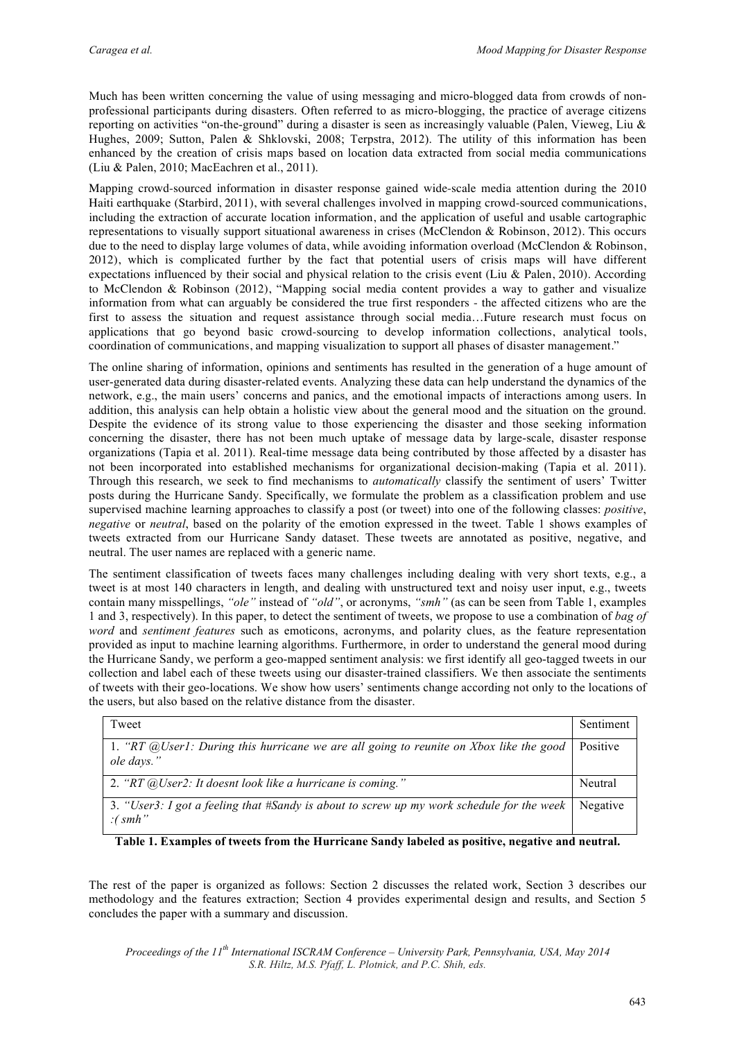Much has been written concerning the value of using messaging and micro-blogged data from crowds of non-professional participants during disasters. Often referred to as micro-blogging, the practice of average citizens reporting on activities "on-the-ground" during a disaster is seen as increasingly valuable (Palen, Vieweg, Liu & Hughes, 2009; Sutton, Palen & Shklovski, 2008; Terpstra, 2012). The utility of this information has been enhanced by the creation of crisis maps based on location data extracted from social media communications (Liu & Palen, 2010; MacEachren et al., 2011).

Mapping crowd-sourced information in disaster response gained wide-scale media attention during the 2010 Haiti earthquake (Starbird, 2011), with several challenges involved in mapping crowd-sourced communications, including the extraction of accurate location information, and the application of useful and usable cartographic representations to visually support situational awareness in crises (McClendon & Robinson, 2012). This occurs due to the need to display large volumes of data, while avoiding information overload (McClendon & Robinson, 2012), which is complicated further by the fact that potential users of crisis maps will have different expectations influenced by their social and physical relation to the crisis event (Liu & Palen, 2010). According to McClendon & Robinson (2012), "Mapping social media content provides a way to gather and visualize information from what can arguably be considered the true first responders - the affected citizens who are the first to assess the situation and request assistance through social media…Future research must focus on applications that go beyond basic crowd-sourcing to develop information collections, analytical tools, coordination of communications, and mapping visualization to support all phases of disaster management."

The online sharing of information, opinions and sentiments has resulted in the generation of a huge amount of user-generated data during disaster-related events. Analyzing these data can help understand the dynamics of the network, e.g., the main users' concerns and panics, and the emotional impacts of interactions among users. In addition, this analysis can help obtain a holistic view about the general mood and the situation on the ground. Despite the evidence of its strong value to those experiencing the disaster and those seeking information concerning the disaster, there has not been much uptake of message data by large-scale, disaster response organizations (Tapia et al. 2011). Real-time message data being contributed by those affected by a disaster has not been incorporated into established mechanisms for organizational decision-making (Tapia et al. 2011). Through this research, we seek to find mechanisms to *automatically* classify the sentiment of users' Twitter posts during the Hurricane Sandy. Specifically, we formulate the problem as a classification problem and use supervised machine learning approaches to classify a post (or tweet) into one of the following classes: *positive*, *negative* or *neutral*, based on the polarity of the emotion expressed in the tweet. Table 1 shows examples of tweets extracted from our Hurricane Sandy dataset. These tweets are annotated as positive, negative, and neutral. The user names are replaced with a generic name.

The sentiment classification of tweets faces many challenges including dealing with very short texts, e.g., a tweet is at most 140 characters in length, and dealing with unstructured text and noisy user input, e.g., tweets contain many misspellings, *"ole"* instead of *"old"*, or acronyms, *"smh"* (as can be seen from Table 1, examples 1 and 3, respectively). In this paper, to detect the sentiment of tweets, we propose to use a combination of *bag of word* and *sentiment features* such as emoticons, acronyms, and polarity clues, as the feature representation provided as input to machine learning algorithms. Furthermore, in order to understand the general mood during the Hurricane Sandy, we perform a geo-mapped sentiment analysis: we first identify all geo-tagged tweets in our collection and label each of these tweets using our disaster-trained classifiers. We then associate the sentiments of tweets with their geo-locations. We show how users' sentiments change according not only to the locations of the users, but also based on the relative distance from the disaster.

| Tweet | Sentiment |
|---|---|
| 1. *"RT @User1: During this hurricane we are all going to reunite on Xbox like the good ole days."* | Positive |
| 2. *"RT @User2: It doesnt look like a hurricane is coming."* | Neutral |
| 3. *"User3: I got a feeling that #Sandy is about to screw up my work schedule for the week :( smh"* | Negative |

**Table 1. Examples of tweets from the Hurricane Sandy labeled as positive, negative and neutral.**

The rest of the paper is organized as follows: Section 2 discusses the related work, Section 3 describes our methodology and the features extraction; Section 4 provides experimental design and results, and Section 5 concludes the paper with a summary and discussion.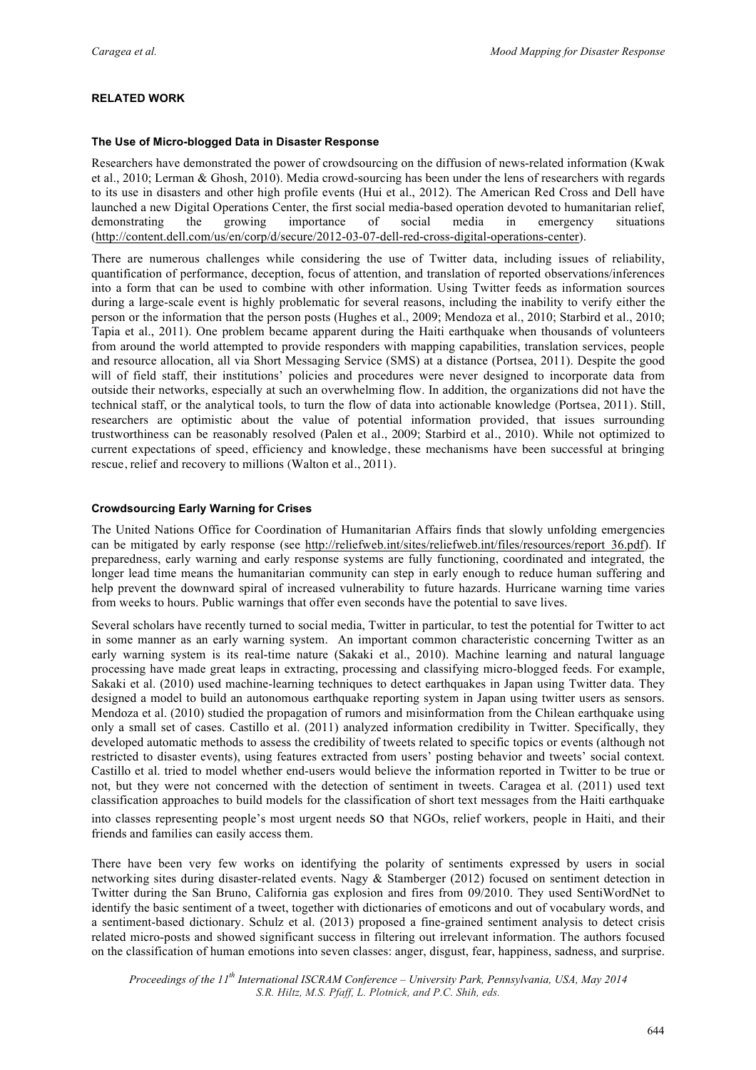## RELATED WORK

### The Use of Micro-blogged Data in Disaster Response

Researchers have demonstrated the power of crowdsourcing on the diffusion of news-related information (Kwak et al., 2010; Lerman & Ghosh, 2010). Media crowd-sourcing has been under the lens of researchers with regards to its use in disasters and other high profile events (Hui et al., 2012). The American Red Cross and Dell have launched a new Digital Operations Center, the first social media-based operation devoted to humanitarian relief, demonstrating the growing importance of social media in emergency situations (http://content.dell.com/us/en/corp/d/secure/2012-03-07-dell-red-cross-digital-operations-center).

There are numerous challenges while considering the use of Twitter data, including issues of reliability, quantification of performance, deception, focus of attention, and translation of reported observations/inferences into a form that can be used to combine with other information. Using Twitter feeds as information sources during a large-scale event is highly problematic for several reasons, including the inability to verify either the person or the information that the person posts (Hughes et al., 2009; Mendoza et al., 2010; Starbird et al., 2010; Tapia et al., 2011). One problem became apparent during the Haiti earthquake when thousands of volunteers from around the world attempted to provide responders with mapping capabilities, translation services, people and resource allocation, all via Short Messaging Service (SMS) at a distance (Portsea, 2011). Despite the good will of field staff, their institutions' policies and procedures were never designed to incorporate data from outside their networks, especially at such an overwhelming flow. In addition, the organizations did not have the technical staff, or the analytical tools, to turn the flow of data into actionable knowledge (Portsea, 2011). Still, researchers are optimistic about the value of potential information provided, that issues surrounding trustworthiness can be reasonably resolved (Palen et al., 2009; Starbird et al., 2010). While not optimized to current expectations of speed, efficiency and knowledge, these mechanisms have been successful at bringing rescue, relief and recovery to millions (Walton et al., 2011).

### Crowdsourcing Early Warning for Crises

The United Nations Office for Coordination of Humanitarian Affairs finds that slowly unfolding emergencies can be mitigated by early response (see http://reliefweb.int/sites/reliefweb.int/files/resources/report_36.pdf). If preparedness, early warning and early response systems are fully functioning, coordinated and integrated, the longer lead time means the humanitarian community can step in early enough to reduce human suffering and help prevent the downward spiral of increased vulnerability to future hazards. Hurricane warning time varies from weeks to hours. Public warnings that offer even seconds have the potential to save lives.

Several scholars have recently turned to social media, Twitter in particular, to test the potential for Twitter to act in some manner as an early warning system. An important common characteristic concerning Twitter as an early warning system is its real-time nature (Sakaki et al., 2010). Machine learning and natural language processing have made great leaps in extracting, processing and classifying micro-blogged feeds. For example, Sakaki et al. (2010) used machine-learning techniques to detect earthquakes in Japan using Twitter data. They designed a model to build an autonomous earthquake reporting system in Japan using twitter users as sensors. Mendoza et al. (2010) studied the propagation of rumors and misinformation from the Chilean earthquake using only a small set of cases. Castillo et al. (2011) analyzed information credibility in Twitter. Specifically, they developed automatic methods to assess the credibility of tweets related to specific topics or events (although not restricted to disaster events), using features extracted from users' posting behavior and tweets' social context. Castillo et al. tried to model whether end-users would believe the information reported in Twitter to be true or not, but they were not concerned with the detection of sentiment in tweets. Caragea et al. (2011) used text classification approaches to build models for the classification of short text messages from the Haiti earthquake into classes representing people's most urgent needs so that NGOs, relief workers, people in Haiti, and their friends and families can easily access them.

There have been very few works on identifying the polarity of sentiments expressed by users in social networking sites during disaster-related events. Nagy & Stamberger (2012) focused on sentiment detection in Twitter during the San Bruno, California gas explosion and fires from 09/2010. They used SentiWordNet to identify the basic sentiment of a tweet, together with dictionaries of emoticons and out of vocabulary words, and a sentiment-based dictionary. Schulz et al. (2013) proposed a fine-grained sentiment analysis to detect crisis related micro-posts and showed significant success in filtering out irrelevant information. The authors focused on the classification of human emotions into seven classes: anger, disgust, fear, happiness, sadness, and surprise.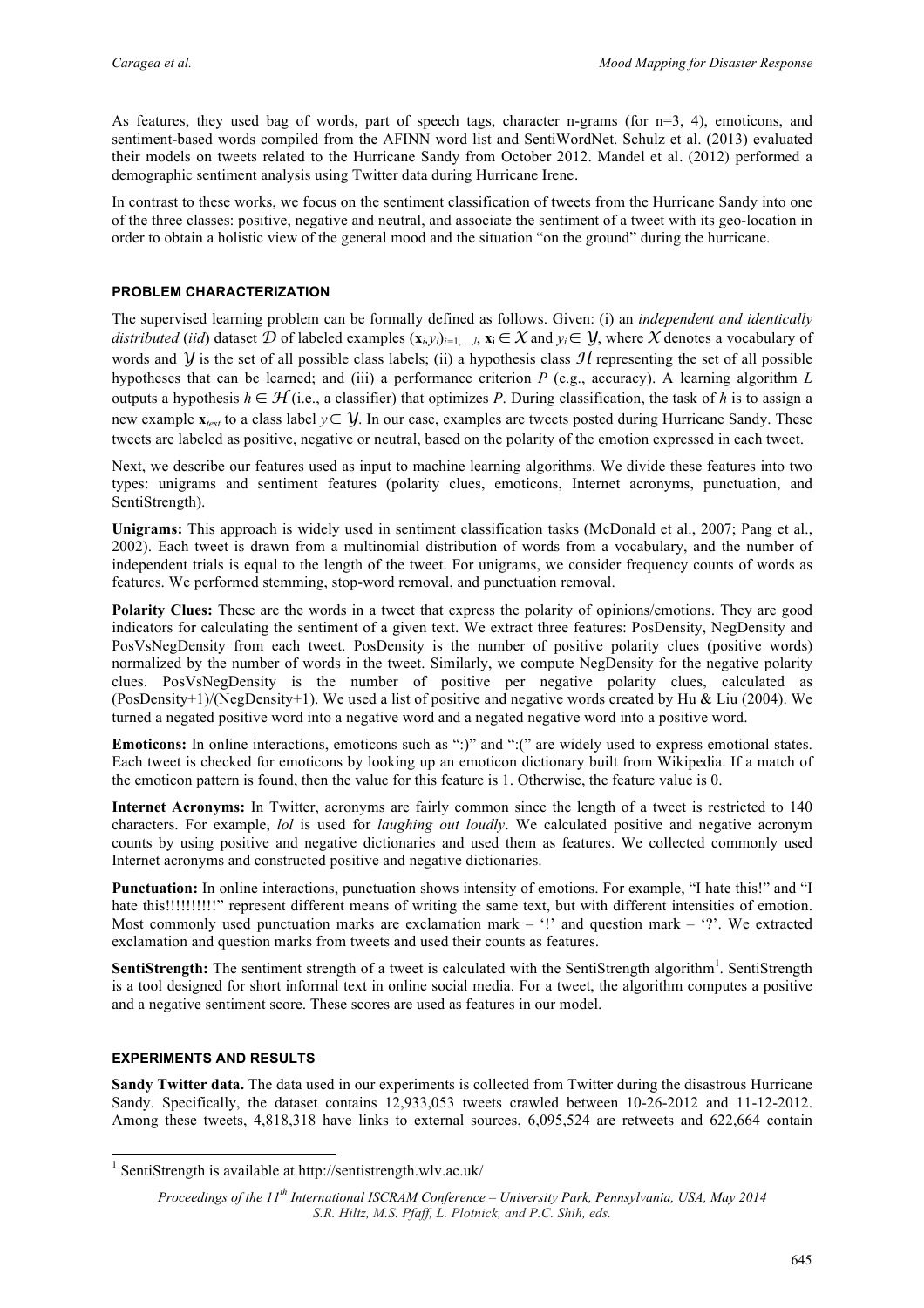As features, they used bag of words, part of speech tags, character n-grams (for n=3, 4), emoticons, and sentiment-based words compiled from the AFINN word list and SentiWordNet. Schulz et al. (2013) evaluated their models on tweets related to the Hurricane Sandy from October 2012. Mandel et al. (2012) performed a demographic sentiment analysis using Twitter data during Hurricane Irene.

In contrast to these works, we focus on the sentiment classification of tweets from the Hurricane Sandy into one of the three classes: positive, negative and neutral, and associate the sentiment of a tweet with its geo-location in order to obtain a holistic view of the general mood and the situation "on the ground" during the hurricane.

## PROBLEM CHARACTERIZATION

The supervised learning problem can be formally defined as follows. Given: (i) an *independent and identically distributed* (*iid*) dataset $\mathcal{D}$ of labeled examples $(\mathbf{x}_i, y_i)_{i=1,\ldots,l}$, $\mathbf{x}_i \in \mathcal{X}$ and $y_i \in \mathcal{Y}$, where $\mathcal{X}$ denotes a vocabulary of words and $\mathcal{Y}$ is the set of all possible class labels; (ii) a hypothesis class $\mathcal{H}$ representing the set of all possible hypotheses that can be learned; and (iii) a performance criterion $P$ (e.g., accuracy). A learning algorithm $L$ outputs a hypothesis $h \in \mathcal{H}$ (i.e., a classifier) that optimizes $P$. During classification, the task of $h$ is to assign a new example $\mathbf{x}_{test}$ to a class label $y \in \mathcal{Y}$. In our case, examples are tweets posted during Hurricane Sandy. These tweets are labeled as positive, negative or neutral, based on the polarity of the emotion expressed in each tweet.

Next, we describe our features used as input to machine learning algorithms. We divide these features into two types: unigrams and sentiment features (polarity clues, emoticons, Internet acronyms, punctuation, and SentiStrength).

**Unigrams:** This approach is widely used in sentiment classification tasks (McDonald et al., 2007; Pang et al., 2002). Each tweet is drawn from a multinomial distribution of words from a vocabulary, and the number of independent trials is equal to the length of the tweet. For unigrams, we consider frequency counts of words as features. We performed stemming, stop-word removal, and punctuation removal.

**Polarity Clues:** These are the words in a tweet that express the polarity of opinions/emotions. They are good indicators for calculating the sentiment of a given text. We extract three features: PosDensity, NegDensity and PosVsNegDensity from each tweet. PosDensity is the number of positive polarity clues (positive words) normalized by the number of words in the tweet. Similarly, we compute NegDensity for the negative polarity clues. PosVsNegDensity is the number of positive per negative polarity clues, calculated as (PosDensity+1)/(NegDensity+1). We used a list of positive and negative words created by Hu & Liu (2004). We turned a negated positive word into a negative word and a negated negative word into a positive word.

**Emoticons:** In online interactions, emoticons such as ":)" and ":(" are widely used to express emotional states. Each tweet is checked for emoticons by looking up an emoticon dictionary built from Wikipedia. If a match of the emoticon pattern is found, then the value for this feature is 1. Otherwise, the feature value is 0.

**Internet Acronyms:** In Twitter, acronyms are fairly common since the length of a tweet is restricted to 140 characters. For example, *lol* is used for *laughing out loudly*. We calculated positive and negative acronym counts by using positive and negative dictionaries and used them as features. We collected commonly used Internet acronyms and constructed positive and negative dictionaries.

**Punctuation:** In online interactions, punctuation shows intensity of emotions. For example, "I hate this!" and "I hate this!!!!!!!!!!" represent different means of writing the same text, but with different intensities of emotion. Most commonly used punctuation marks are exclamation mark – '!' and question mark – '?'. We extracted exclamation and question marks from tweets and used their counts as features.

**SentiStrength:** The sentiment strength of a tweet is calculated with the SentiStrength algorithm[1]. SentiStrength is a tool designed for short informal text in online social media. For a tweet, the algorithm computes a positive and a negative sentiment score. These scores are used as features in our model.

## EXPERIMENTS AND RESULTS

**Sandy Twitter data.** The data used in our experiments is collected from Twitter during the disastrous Hurricane Sandy. Specifically, the dataset contains 12,933,053 tweets crawled between 10-26-2012 and 11-12-2012. Among these tweets, 4,818,318 have links to external sources, 6,095,524 are retweets and 622,664 contain

[1] SentiStrength is available at http://sentistrength.wlv.ac.uk/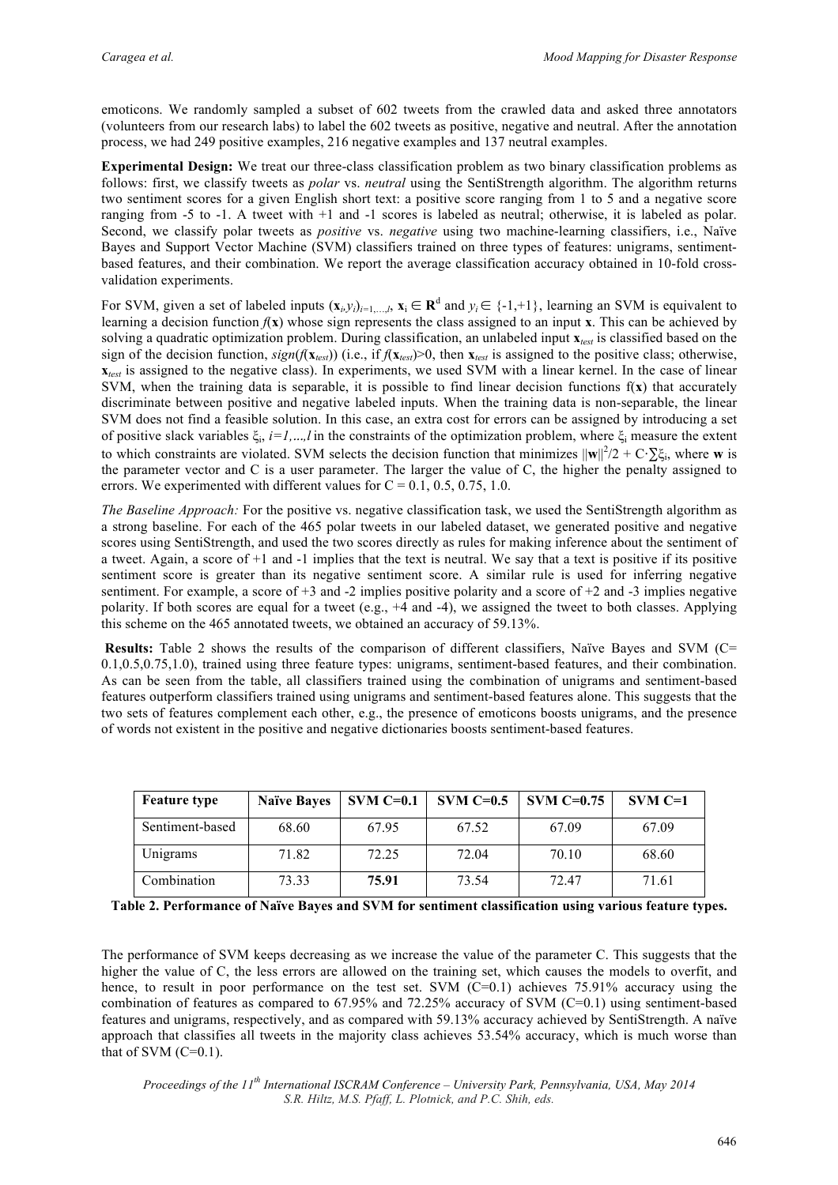emoticons. We randomly sampled a subset of 602 tweets from the crawled data and asked three annotators (volunteers from our research labs) to label the 602 tweets as positive, negative and neutral. After the annotation process, we had 249 positive examples, 216 negative examples and 137 neutral examples.

**Experimental Design:** We treat our three-class classification problem as two binary classification problems as follows: first, we classify tweets as *polar* vs. *neutral* using the SentiStrength algorithm. The algorithm returns two sentiment scores for a given English short text: a positive score ranging from 1 to 5 and a negative score ranging from -5 to -1. A tweet with +1 and -1 scores is labeled as neutral; otherwise, it is labeled as polar. Second, we classify polar tweets as *positive* vs. *negative* using two machine-learning classifiers, i.e., Naïve Bayes and Support Vector Machine (SVM) classifiers trained on three types of features: unigrams, sentiment-based features, and their combination. We report the average classification accuracy obtained in 10-fold cross-validation experiments.

For SVM, given a set of labeled inputs $(\mathbf{x}_i, y_i)_{i=1,\ldots,l}$, $\mathbf{x}_i \in \mathbf{R}^d$ and $y_i \in \{-1,+1\}$, learning an SVM is equivalent to learning a decision function $f(\mathbf{x})$ whose sign represents the class assigned to an input $\mathbf{x}$. This can be achieved by solving a quadratic optimization problem. During classification, an unlabeled input $\mathbf{x}_{test}$ is classified based on the sign of the decision function, $sign(f(\mathbf{x}_{test}))$ (i.e., if $f(\mathbf{x}_{test})>0$, then $\mathbf{x}_{test}$ is assigned to the positive class; otherwise, $\mathbf{x}_{test}$ is assigned to the negative class). In experiments, we used SVM with a linear kernel. In the case of linear SVM, when the training data is separable, it is possible to find linear decision functions $f(\mathbf{x})$ that accurately discriminate between positive and negative labeled inputs. When the training data is non-separable, the linear SVM does not find a feasible solution. In this case, an extra cost for errors can be assigned by introducing a set of positive slack variables $\xi_i$, $i=1,\ldots,l$ in the constraints of the optimization problem, where $\xi_i$ measure the extent to which constraints are violated. SVM selects the decision function that minimizes $\|\mathbf{w}\|^2/2 + C\cdot\sum\xi_i$, where $\mathbf{w}$ is the parameter vector and C is a user parameter. The larger the value of C, the higher the penalty assigned to errors. We experimented with different values for C = 0.1, 0.5, 0.75, 1.0.

*The Baseline Approach:* For the positive vs. negative classification task, we used the SentiStrength algorithm as a strong baseline. For each of the 465 polar tweets in our labeled dataset, we generated positive and negative scores using SentiStrength, and used the two scores directly as rules for making inference about the sentiment of a tweet. Again, a score of +1 and -1 implies that the text is neutral. We say that a text is positive if its positive sentiment score is greater than its negative sentiment score. A similar rule is used for inferring negative sentiment. For example, a score of +3 and -2 implies positive polarity and a score of +2 and -3 implies negative polarity. If both scores are equal for a tweet (e.g., +4 and -4), we assigned the tweet to both classes. Applying this scheme on the 465 annotated tweets, we obtained an accuracy of 59.13%.

**Results:** Table 2 shows the results of the comparison of different classifiers, Naïve Bayes and SVM (C= 0.1,0.5,0.75,1.0), trained using three feature types: unigrams, sentiment-based features, and their combination. As can be seen from the table, all classifiers trained using the combination of unigrams and sentiment-based features outperform classifiers trained using unigrams and sentiment-based features alone. This suggests that the two sets of features complement each other, e.g., the presence of emoticons boosts unigrams, and the presence of words not existent in the positive and negative dictionaries boosts sentiment-based features.

| Feature type | Naïve Bayes | SVM C=0.1 | SVM C=0.5 | SVM C=0.75 | SVM C=1 |
|---|---|---|---|---|---|
| Sentiment-based | 68.60 | 67.95 | 67.52 | 67.09 | 67.09 |
| Unigrams | 71.82 | 72.25 | 72.04 | 70.10 | 68.60 |
| Combination | 73.33 | **75.91** | 73.54 | 72.47 | 71.61 |

**Table 2. Performance of Naïve Bayes and SVM for sentiment classification using various feature types.**

The performance of SVM keeps decreasing as we increase the value of the parameter C. This suggests that the higher the value of C, the less errors are allowed on the training set, which causes the models to overfit, and hence, to result in poor performance on the test set. SVM (C=0.1) achieves 75.91% accuracy using the combination of features as compared to 67.95% and 72.25% accuracy of SVM (C=0.1) using sentiment-based features and unigrams, respectively, and as compared with 59.13% accuracy achieved by SentiStrength. A naïve approach that classifies all tweets in the majority class achieves 53.54% accuracy, which is much worse than that of SVM (C=0.1).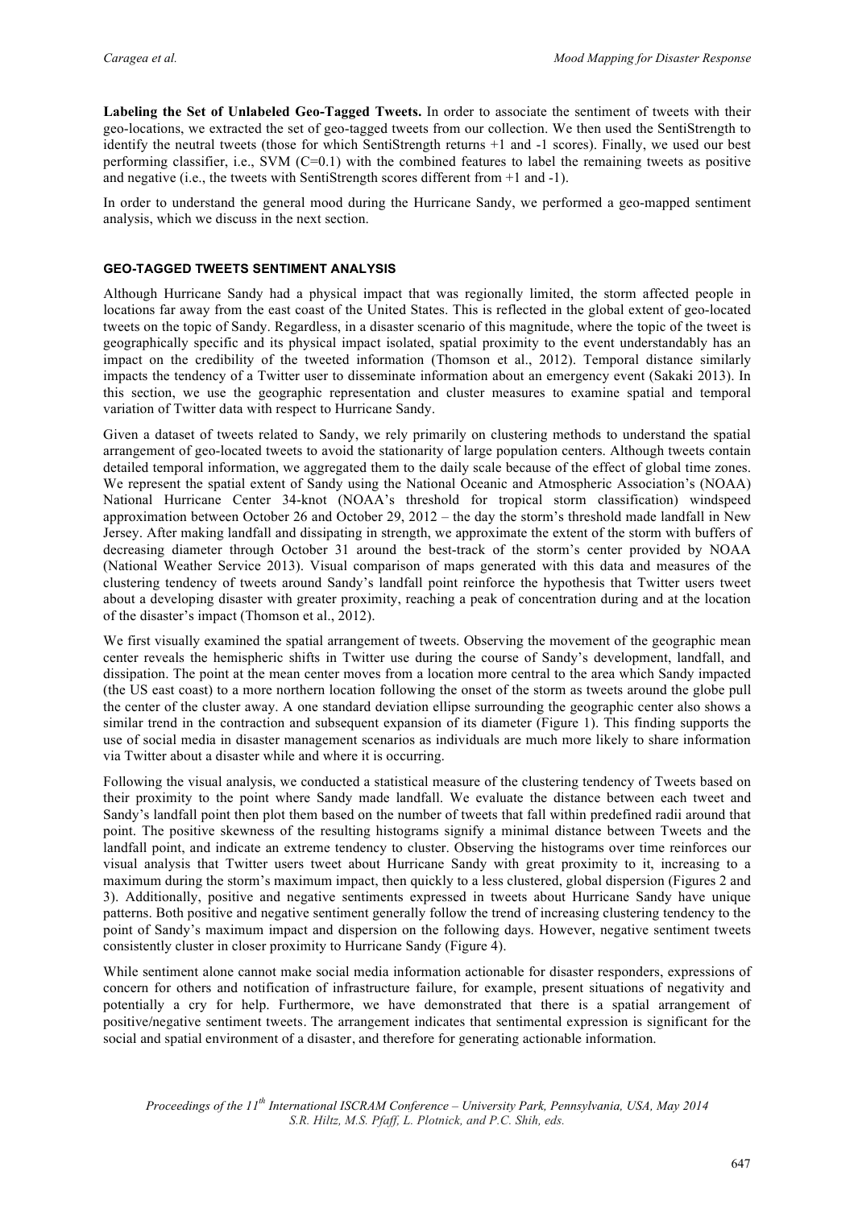**Labeling the Set of Unlabeled Geo-Tagged Tweets.** In order to associate the sentiment of tweets with their geo-locations, we extracted the set of geo-tagged tweets from our collection. We then used the SentiStrength to identify the neutral tweets (those for which SentiStrength returns +1 and -1 scores). Finally, we used our best performing classifier, i.e., SVM (C=0.1) with the combined features to label the remaining tweets as positive and negative (i.e., the tweets with SentiStrength scores different from +1 and -1).

In order to understand the general mood during the Hurricane Sandy, we performed a geo-mapped sentiment analysis, which we discuss in the next section.

## GEO-TAGGED TWEETS SENTIMENT ANALYSIS

Although Hurricane Sandy had a physical impact that was regionally limited, the storm affected people in locations far away from the east coast of the United States. This is reflected in the global extent of geo-located tweets on the topic of Sandy. Regardless, in a disaster scenario of this magnitude, where the topic of the tweet is geographically specific and its physical impact isolated, spatial proximity to the event understandably has an impact on the credibility of the tweeted information (Thomson et al., 2012). Temporal distance similarly impacts the tendency of a Twitter user to disseminate information about an emergency event (Sakaki 2013). In this section, we use the geographic representation and cluster measures to examine spatial and temporal variation of Twitter data with respect to Hurricane Sandy.

Given a dataset of tweets related to Sandy, we rely primarily on clustering methods to understand the spatial arrangement of geo-located tweets to avoid the stationarity of large population centers. Although tweets contain detailed temporal information, we aggregated them to the daily scale because of the effect of global time zones. We represent the spatial extent of Sandy using the National Oceanic and Atmospheric Association's (NOAA) National Hurricane Center 34-knot (NOAA's threshold for tropical storm classification) windspeed approximation between October 26 and October 29, 2012 – the day the storm's threshold made landfall in New Jersey. After making landfall and dissipating in strength, we approximate the extent of the storm with buffers of decreasing diameter through October 31 around the best-track of the storm's center provided by NOAA (National Weather Service 2013). Visual comparison of maps generated with this data and measures of the clustering tendency of tweets around Sandy's landfall point reinforce the hypothesis that Twitter users tweet about a developing disaster with greater proximity, reaching a peak of concentration during and at the location of the disaster's impact (Thomson et al., 2012).

We first visually examined the spatial arrangement of tweets. Observing the movement of the geographic mean center reveals the hemispheric shifts in Twitter use during the course of Sandy's development, landfall, and dissipation. The point at the mean center moves from a location more central to the area which Sandy impacted (the US east coast) to a more northern location following the onset of the storm as tweets around the globe pull the center of the cluster away. A one standard deviation ellipse surrounding the geographic center also shows a similar trend in the contraction and subsequent expansion of its diameter (Figure 1). This finding supports the use of social media in disaster management scenarios as individuals are much more likely to share information via Twitter about a disaster while and where it is occurring.

Following the visual analysis, we conducted a statistical measure of the clustering tendency of Tweets based on their proximity to the point where Sandy made landfall. We evaluate the distance between each tweet and Sandy's landfall point then plot them based on the number of tweets that fall within predefined radii around that point. The positive skewness of the resulting histograms signify a minimal distance between Tweets and the landfall point, and indicate an extreme tendency to cluster. Observing the histograms over time reinforces our visual analysis that Twitter users tweet about Hurricane Sandy with great proximity to it, increasing to a maximum during the storm's maximum impact, then quickly to a less clustered, global dispersion (Figures 2 and 3). Additionally, positive and negative sentiments expressed in tweets about Hurricane Sandy have unique patterns. Both positive and negative sentiment generally follow the trend of increasing clustering tendency to the point of Sandy's maximum impact and dispersion on the following days. However, negative sentiment tweets consistently cluster in closer proximity to Hurricane Sandy (Figure 4).

While sentiment alone cannot make social media information actionable for disaster responders, expressions of concern for others and notification of infrastructure failure, for example, present situations of negativity and potentially a cry for help. Furthermore, we have demonstrated that there is a spatial arrangement of positive/negative sentiment tweets. The arrangement indicates that sentimental expression is significant for the social and spatial environment of a disaster, and therefore for generating actionable information.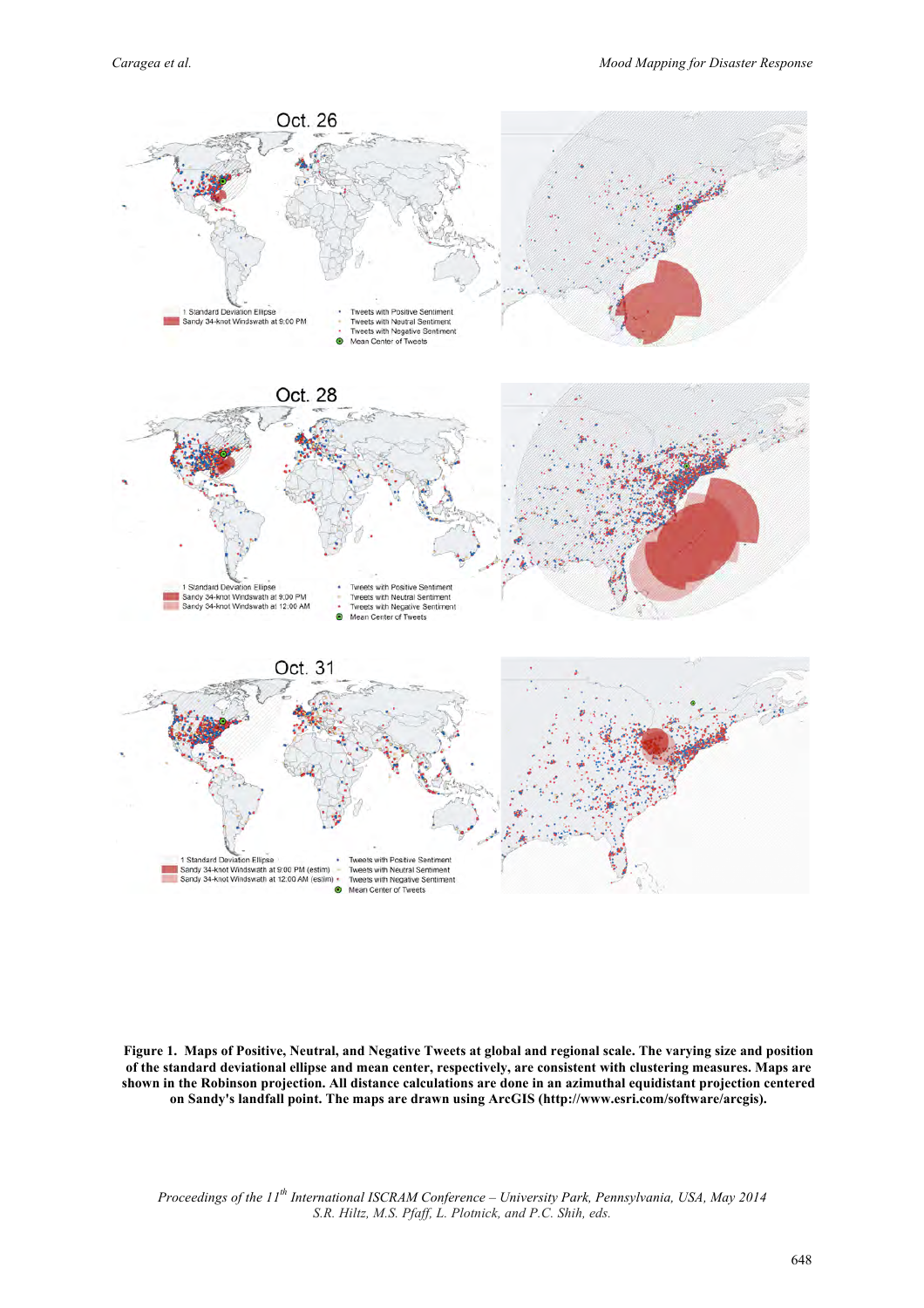**Figure 1. Maps of Positive, Neutral, and Negative Tweets at global and regional scale. The varying size and position of the standard deviational ellipse and mean center, respectively, are consistent with clustering measures. Maps are shown in the Robinson projection. All distance calculations are done in an azimuthal equidistant projection centered on Sandy's landfall point. The maps are drawn using ArcGIS (http://www.esri.com/software/arcgis).**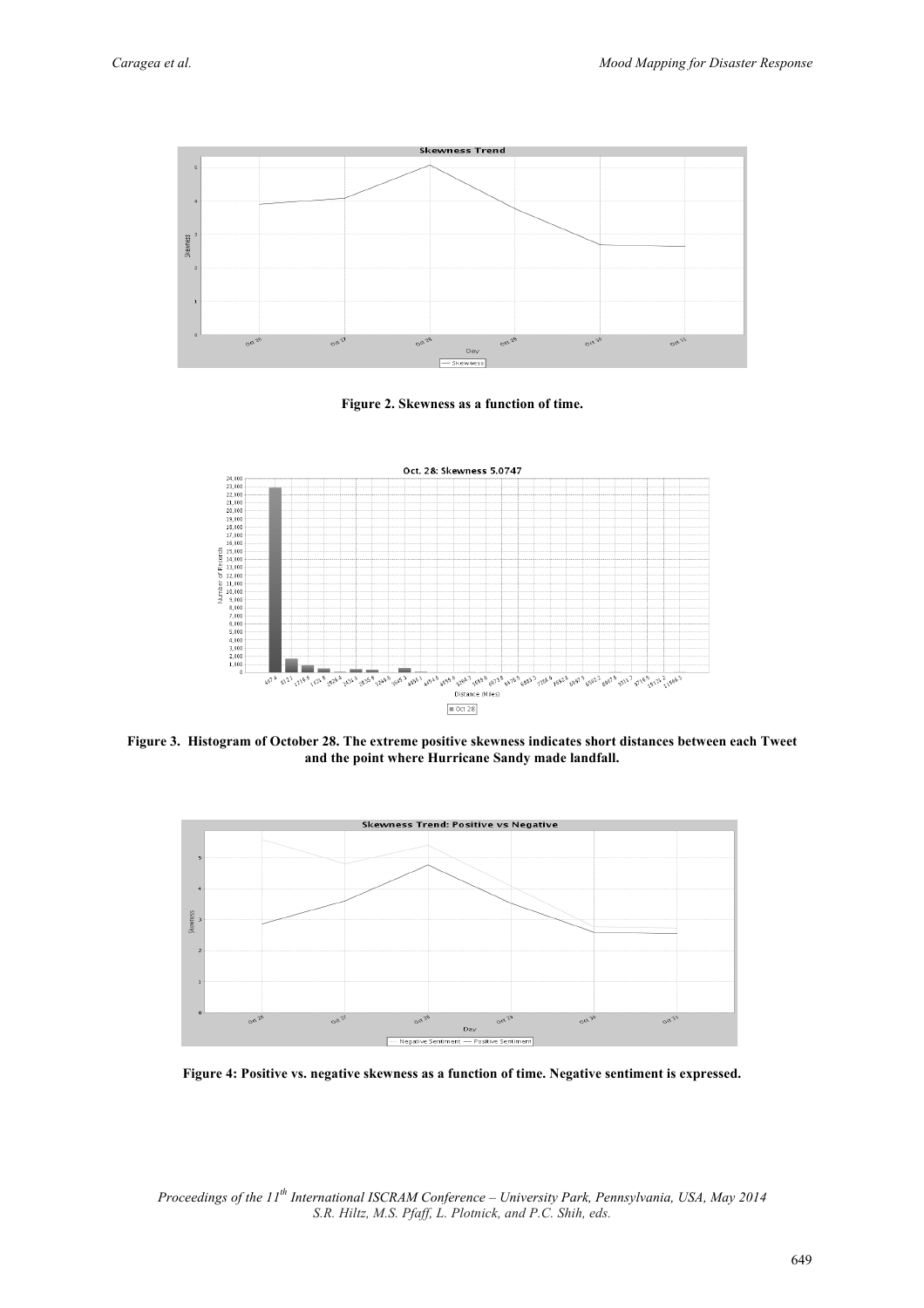**Figure 2. Skewness as a function of time.**

**Figure 3. Histogram of October 28. The extreme positive skewness indicates short distances between each Tweet and the point where Hurricane Sandy made landfall.**

**Figure 4: Positive vs. negative skewness as a function of time. Negative sentiment is expressed.**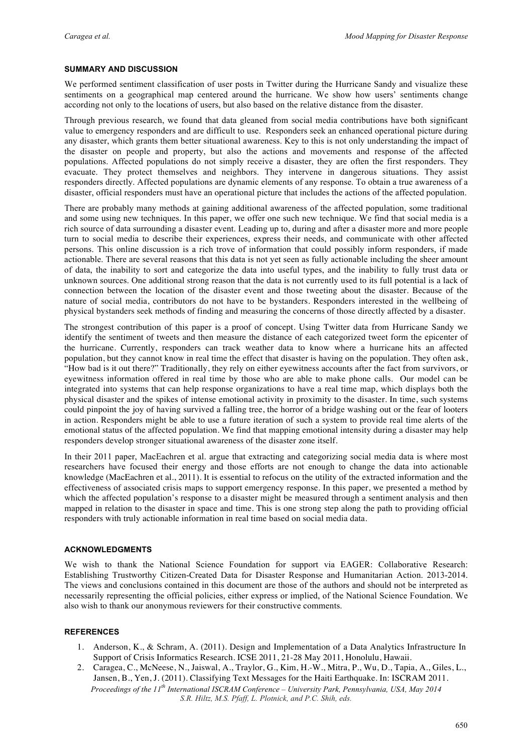## SUMMARY AND DISCUSSION

We performed sentiment classification of user posts in Twitter during the Hurricane Sandy and visualize these sentiments on a geographical map centered around the hurricane. We show how users' sentiments change according not only to the locations of users, but also based on the relative distance from the disaster.

Through previous research, we found that data gleaned from social media contributions have both significant value to emergency responders and are difficult to use. Responders seek an enhanced operational picture during any disaster, which grants them better situational awareness. Key to this is not only understanding the impact of the disaster on people and property, but also the actions and movements and response of the affected populations. Affected populations do not simply receive a disaster, they are often the first responders. They evacuate. They protect themselves and neighbors. They intervene in dangerous situations. They assist responders directly. Affected populations are dynamic elements of any response. To obtain a true awareness of a disaster, official responders must have an operational picture that includes the actions of the affected population.

There are probably many methods at gaining additional awareness of the affected population, some traditional and some using new techniques. In this paper, we offer one such new technique. We find that social media is a rich source of data surrounding a disaster event. Leading up to, during and after a disaster more and more people turn to social media to describe their experiences, express their needs, and communicate with other affected persons. This online discussion is a rich trove of information that could possibly inform responders, if made actionable. There are several reasons that this data is not yet seen as fully actionable including the sheer amount of data, the inability to sort and categorize the data into useful types, and the inability to fully trust data or unknown sources. One additional strong reason that the data is not currently used to its full potential is a lack of connection between the location of the disaster event and those tweeting about the disaster. Because of the nature of social media, contributors do not have to be bystanders. Responders interested in the wellbeing of physical bystanders seek methods of finding and measuring the concerns of those directly affected by a disaster.

The strongest contribution of this paper is a proof of concept. Using Twitter data from Hurricane Sandy we identify the sentiment of tweets and then measure the distance of each categorized tweet form the epicenter of the hurricane. Currently, responders can track weather data to know where a hurricane hits an affected population, but they cannot know in real time the effect that disaster is having on the population. They often ask, "How bad is it out there?" Traditionally, they rely on either eyewitness accounts after the fact from survivors, or eyewitness information offered in real time by those who are able to make phone calls. Our model can be integrated into systems that can help response organizations to have a real time map, which displays both the physical disaster and the spikes of intense emotional activity in proximity to the disaster. In time, such systems could pinpoint the joy of having survived a falling tree, the horror of a bridge washing out or the fear of looters in action. Responders might be able to use a future iteration of such a system to provide real time alerts of the emotional status of the affected population. We find that mapping emotional intensity during a disaster may help responders develop stronger situational awareness of the disaster zone itself.

In their 2011 paper, MacEachren et al. argue that extracting and categorizing social media data is where most researchers have focused their energy and those efforts are not enough to change the data into actionable knowledge (MacEachren et al., 2011). It is essential to refocus on the utility of the extracted information and the effectiveness of associated crisis maps to support emergency response. In this paper, we presented a method by which the affected population's response to a disaster might be measured through a sentiment analysis and then mapped in relation to the disaster in space and time. This is one strong step along the path to providing official responders with truly actionable information in real time based on social media data.

## ACKNOWLEDGMENTS

We wish to thank the National Science Foundation for support via EAGER: Collaborative Research: Establishing Trustworthy Citizen-Created Data for Disaster Response and Humanitarian Action. 2013-2014. The views and conclusions contained in this document are those of the authors and should not be interpreted as necessarily representing the official policies, either express or implied, of the National Science Foundation. We also wish to thank our anonymous reviewers for their constructive comments.

## REFERENCES

1. Anderson, K., & Schram, A. (2011). Design and Implementation of a Data Analytics Infrastructure In Support of Crisis Informatics Research. ICSE 2011, 21-28 May 2011, Honolulu, Hawaii.
2. Caragea, C., McNeese, N., Jaiswal, A., Traylor, G., Kim, H.-W., Mitra, P., Wu, D., Tapia, A., Giles, L., Jansen, B., Yen, J. (2011). Classifying Text Messages for the Haiti Earthquake. In: ISCRAM 2011.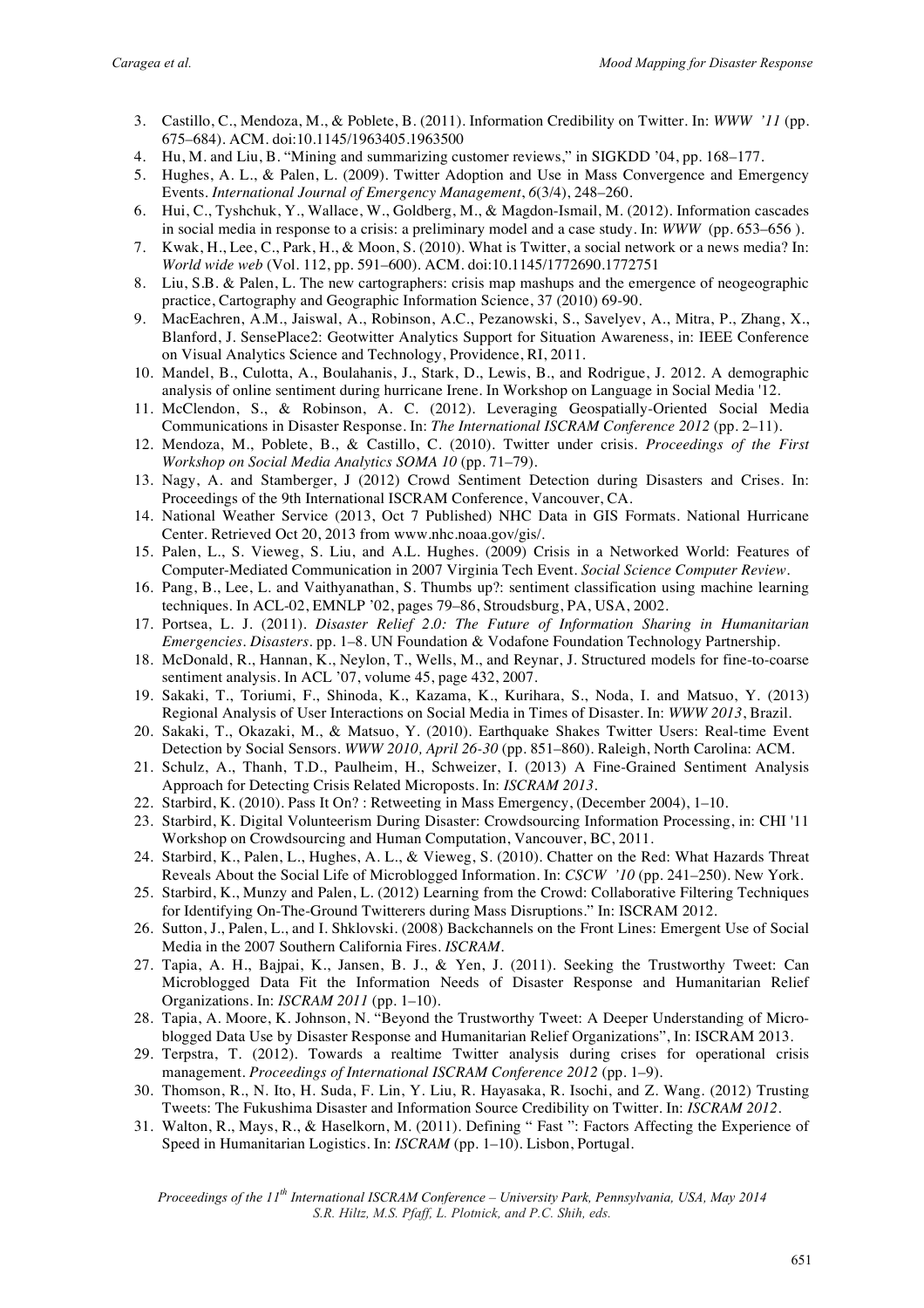3. Castillo, C., Mendoza, M., & Poblete, B. (2011). Information Credibility on Twitter. In: *WWW '11* (pp. 675–684). ACM. doi:10.1145/1963405.1963500
4. Hu, M. and Liu, B. "Mining and summarizing customer reviews," in SIGKDD '04, pp. 168–177.
5. Hughes, A. L., & Palen, L. (2009). Twitter Adoption and Use in Mass Convergence and Emergency Events. *International Journal of Emergency Management*, *6*(3/4), 248–260.
6. Hui, C., Tyshchuk, Y., Wallace, W., Goldberg, M., & Magdon-Ismail, M. (2012). Information cascades in social media in response to a crisis: a preliminary model and a case study. In: *WWW* (pp. 653–656 ).
7. Kwak, H., Lee, C., Park, H., & Moon, S. (2010). What is Twitter, a social network or a news media? In: *World wide web* (Vol. 112, pp. 591–600). ACM. doi:10.1145/1772690.1772751
8. Liu, S.B. & Palen, L. The new cartographers: crisis map mashups and the emergence of neogeographic practice, Cartography and Geographic Information Science, 37 (2010) 69-90.
9. MacEachren, A.M., Jaiswal, A., Robinson, A.C., Pezanowski, S., Savelyev, A., Mitra, P., Zhang, X., Blanford, J. SensePlace2: Geotwitter Analytics Support for Situation Awareness, in: IEEE Conference on Visual Analytics Science and Technology, Providence, RI, 2011.
10. Mandel, B., Culotta, A., Boulahanis, J., Stark, D., Lewis, B., and Rodrigue, J. 2012. A demographic analysis of online sentiment during hurricane Irene. In Workshop on Language in Social Media '12.
11. McClendon, S., & Robinson, A. C. (2012). Leveraging Geospatially-Oriented Social Media Communications in Disaster Response. In: *The International ISCRAM Conference 2012* (pp. 2–11).
12. Mendoza, M., Poblete, B., & Castillo, C. (2010). Twitter under crisis. *Proceedings of the First Workshop on Social Media Analytics SOMA 10* (pp. 71–79).
13. Nagy, A. and Stamberger, J (2012) Crowd Sentiment Detection during Disasters and Crises. In: Proceedings of the 9th International ISCRAM Conference, Vancouver, CA.
14. National Weather Service (2013, Oct 7 Published) NHC Data in GIS Formats. National Hurricane Center. Retrieved Oct 20, 2013 from www.nhc.noaa.gov/gis/.
15. Palen, L., S. Vieweg, S. Liu, and A.L. Hughes. (2009) Crisis in a Networked World: Features of Computer-Mediated Communication in 2007 Virginia Tech Event. *Social Science Computer Review*.
16. Pang, B., Lee, L. and Vaithyanathan, S. Thumbs up?: sentiment classification using machine learning techniques. In ACL-02, EMNLP '02, pages 79–86, Stroudsburg, PA, USA, 2002.
17. Portsea, L. J. (2011). *Disaster Relief 2.0: The Future of Information Sharing in Humanitarian Emergencies*. *Disasters*. pp. 1–8. UN Foundation & Vodafone Foundation Technology Partnership.
18. McDonald, R., Hannan, K., Neylon, T., Wells, M., and Reynar, J. Structured models for fine-to-coarse sentiment analysis. In ACL '07, volume 45, page 432, 2007.
19. Sakaki, T., Toriumi, F., Shinoda, K., Kazama, K., Kurihara, S., Noda, I. and Matsuo, Y. (2013) Regional Analysis of User Interactions on Social Media in Times of Disaster. In: *WWW 2013*, Brazil.
20. Sakaki, T., Okazaki, M., & Matsuo, Y. (2010). Earthquake Shakes Twitter Users: Real-time Event Detection by Social Sensors. *WWW 2010, April 26-30* (pp. 851–860). Raleigh, North Carolina: ACM.
21. Schulz, A., Thanh, T.D., Paulheim, H., Schweizer, I. (2013) A Fine-Grained Sentiment Analysis Approach for Detecting Crisis Related Microposts. In: *ISCRAM 2013*.
22. Starbird, K. (2010). Pass It On? : Retweeting in Mass Emergency, (December 2004), 1–10.
23. Starbird, K. Digital Volunteerism During Disaster: Crowdsourcing Information Processing, in: CHI '11 Workshop on Crowdsourcing and Human Computation, Vancouver, BC, 2011.
24. Starbird, K., Palen, L., Hughes, A. L., & Vieweg, S. (2010). Chatter on the Red: What Hazards Threat Reveals About the Social Life of Microblogged Information. In: *CSCW '10* (pp. 241–250). New York.
25. Starbird, K., Munzy and Palen, L. (2012) Learning from the Crowd: Collaborative Filtering Techniques for Identifying On-The-Ground Twitterers during Mass Disruptions." In: ISCRAM 2012.
26. Sutton, J., Palen, L., and I. Shklovski. (2008) Backchannels on the Front Lines: Emergent Use of Social Media in the 2007 Southern California Fires. *ISCRAM*.
27. Tapia, A. H., Bajpai, K., Jansen, B. J., & Yen, J. (2011). Seeking the Trustworthy Tweet: Can Microblogged Data Fit the Information Needs of Disaster Response and Humanitarian Relief Organizations. In: *ISCRAM 2011* (pp. 1–10).
28. Tapia, A. Moore, K. Johnson, N. "Beyond the Trustworthy Tweet: A Deeper Understanding of Micro-blogged Data Use by Disaster Response and Humanitarian Relief Organizations", In: ISCRAM 2013.
29. Terpstra, T. (2012). Towards a realtime Twitter analysis during crises for operational crisis management. *Proceedings of International ISCRAM Conference 2012* (pp. 1–9).
30. Thomson, R., N. Ito, H. Suda, F. Lin, Y. Liu, R. Hayasaka, R. Isochi, and Z. Wang. (2012) Trusting Tweets: The Fukushima Disaster and Information Source Credibility on Twitter. In: *ISCRAM 2012*.
31. Walton, R., Mays, R., & Haselkorn, M. (2011). Defining " Fast ": Factors Affecting the Experience of Speed in Humanitarian Logistics. In: *ISCRAM* (pp. 1–10). Lisbon, Portugal.